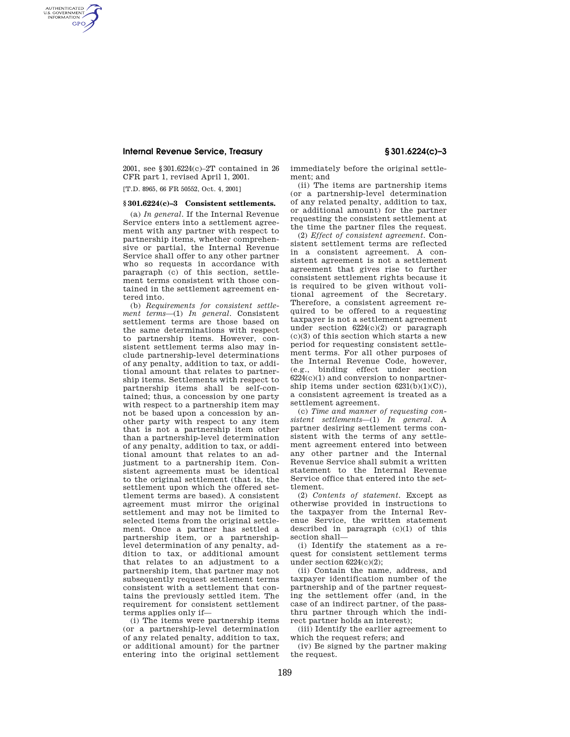2001, see §301.6224(c)–2T contained in 26 CFR part 1, revised April 1, 2001.

[T.D. 8965, 66 FR 50552, Oct. 4, 2001]

### § 301.6224(c)–3 Consistent settlements.

(a) *In general.* If the Internal Revenue Service enters into a settlement agreement with any partner with respect to partnership items, whether comprehensive or partial, the Internal Revenue Service shall offer to any other partner who so requests in accordance with paragraph (c) of this section, settlement terms consistent with those contained in the settlement agreement entered into.

(b) *Requirements for consistent settlement terms*—(1) *In general.* Consistent settlement terms are those based on the same determinations with respect to partnership items. However, consistent settlement terms also may include partnership-level determinations of any penalty, addition to tax, or additional amount that relates to partnership items. Settlements with respect to partnership items shall be self-contained; thus, a concession by one party with respect to a partnership item may not be based upon a concession by another party with respect to any item that is not a partnership item other than a partnership-level determination of any penalty, addition to tax, or additional amount that relates to an adjustment to a partnership item. Consistent agreements must be identical to the original settlement (that is, the settlement upon which the offered settlement terms are based). A consistent agreement must mirror the original settlement and may not be limited to selected items from the original settlement. Once a partner has settled a partnership item, or a partnership-level determination of any penalty, addition to tax, or additional amount that relates to an adjustment to a partnership item, that partner may not subsequently request settlement terms consistent with a settlement that contains the previously settled item. The requirement for consistent settlement terms applies only if—

(i) The items were partnership items (or a partnership-level determination of any related penalty, addition to tax, or additional amount) for the partner entering into the original settlement immediately before the original settlement; and

(ii) The items are partnership items (or a partnership-level determination of any related penalty, addition to tax, or additional amount) for the partner requesting the consistent settlement at the time the partner files the request.

(2) *Effect of consistent agreement.* Consistent settlement terms are reflected in a consistent agreement. A consistent agreement is not a settlement agreement that gives rise to further consistent settlement rights because it is required to be given without volitional agreement of the Secretary. Therefore, a consistent agreement required to be offered to a requesting taxpayer is not a settlement agreement under section 6224(c)(2) or paragraph (c)(3) of this section which starts a new period for requesting consistent settlement terms. For all other purposes of the Internal Revenue Code, however, (e.g., binding effect under section 6224(c)(1) and conversion to nonpartnership items under section 6231(b)(1)(C)), a consistent agreement is treated as a settlement agreement.

(c) *Time and manner of requesting consistent settlements*—(1) *In general.* A partner desiring settlement terms consistent with the terms of any settlement agreement entered into between any other partner and the Internal Revenue Service shall submit a written statement to the Internal Revenue Service office that entered into the settlement.

(2) *Contents of statement.* Except as otherwise provided in instructions to the taxpayer from the Internal Revenue Service, the written statement described in paragraph (c)(1) of this section shall—

(i) Identify the statement as a request for consistent settlement terms under section 6224(c)(2);

(ii) Contain the name, address, and taxpayer identification number of the partnership and of the partner requesting the settlement offer (and, in the case of an indirect partner, of the pass-thru partner through which the indirect partner holds an interest);

(iii) Identify the earlier agreement to which the request refers; and

(iv) Be signed by the partner making the request.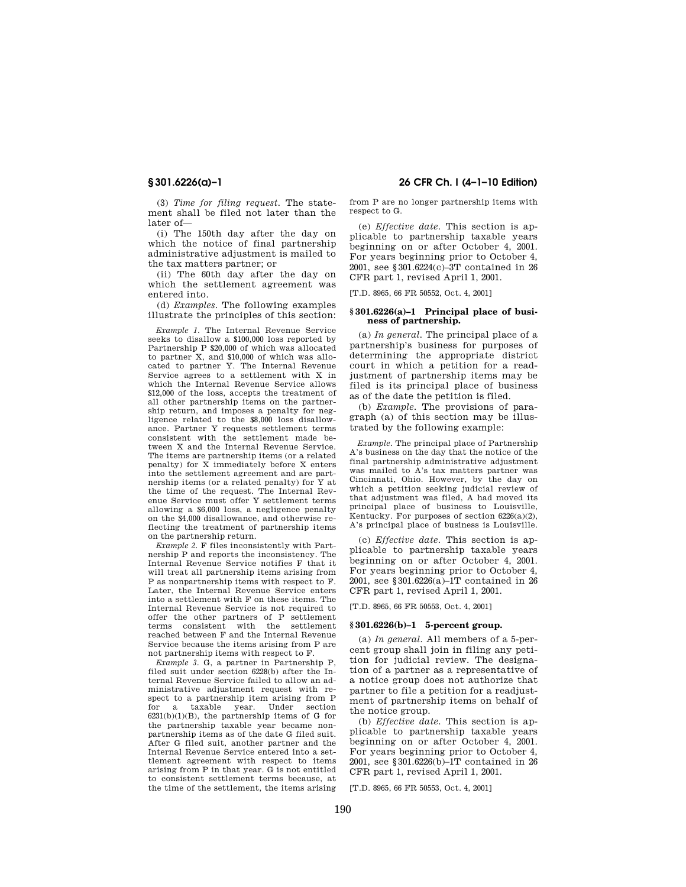(3) *Time for filing request.* The statement shall be filed not later than the later of—

(i) The 150th day after the day on which the notice of final partnership administrative adjustment is mailed to the tax matters partner; or

(ii) The 60th day after the day on which the settlement agreement was entered into.

(d) *Examples.* The following examples illustrate the principles of this section:

*Example 1.* The Internal Revenue Service seeks to disallow a $100,000 loss reported by Partnership P $20,000 of which was allocated to partner X, and $10,000 of which was allocated to partner Y. The Internal Revenue Service agrees to a settlement with X in which the Internal Revenue Service allows $12,000 of the loss, accepts the treatment of all other partnership items on the partnership return, and imposes a penalty for negligence related to the $8,000 loss disallowance. Partner Y requests settlement terms consistent with the settlement made between X and the Internal Revenue Service. The items are partnership items (or a related penalty) for X immediately before X enters into the settlement agreement and are partnership items (or a related penalty) for Y at the time of the request. The Internal Revenue Service must offer Y settlement terms allowing a $6,000 loss, a negligence penalty on the $4,000 disallowance, and otherwise reflecting the treatment of partnership items on the partnership return.

*Example 2.* F files inconsistently with Partnership P and reports the inconsistency. The Internal Revenue Service notifies F that it will treat all partnership items arising from P as nonpartnership items with respect to F. Later, the Internal Revenue Service enters into a settlement with F on these items. The Internal Revenue Service is not required to offer the other partners of P settlement terms consistent with the settlement reached between F and the Internal Revenue Service because the items arising from P are not partnership items with respect to F.

*Example 3.* G, a partner in Partnership P, filed suit under section 6228(b) after the Internal Revenue Service failed to allow an administrative adjustment request with respect to a partnership item arising from P for a taxable year. Under section 6231(b)(1)(B), the partnership items of G for the partnership taxable year became nonpartnership items as of the date G filed suit. After G filed suit, another partner and the Internal Revenue Service entered into a settlement agreement with respect to items arising from P in that year. G is not entitled to consistent settlement terms because, at the time of the settlement, the items arising from P are no longer partnership items with respect to G.

(e) *Effective date.* This section is applicable to partnership taxable years beginning on or after October 4, 2001. For years beginning prior to October 4, 2001, see §301.6224(c)–3T contained in 26 CFR part 1, revised April 1, 2001.

[T.D. 8965, 66 FR 50552, Oct. 4, 2001]

## §301.6226(a)–1 Principal place of business of partnership.

(a) *In general.* The principal place of a partnership's business for purposes of determining the appropriate district court in which a petition for a readjustment of partnership items may be filed is its principal place of business as of the date the petition is filed.

(b) *Example.* The provisions of paragraph (a) of this section may be illustrated by the following example:

*Example.* The principal place of Partnership A's business on the day that the notice of the final partnership administrative adjustment was mailed to A's tax matters partner was Cincinnati, Ohio. However, by the day on which a petition seeking judicial review of that adjustment was filed, A had moved its principal place of business to Louisville, Kentucky. For purposes of section 6226(a)(2), A's principal place of business is Louisville.

(c) *Effective date.* This section is applicable to partnership taxable years beginning on or after October 4, 2001. For years beginning prior to October 4, 2001, see §301.6226(a)–1T contained in 26 CFR part 1, revised April 1, 2001.

[T.D. 8965, 66 FR 50553, Oct. 4, 2001]

## §301.6226(b)–1 5-percent group.

(a) *In general.* All members of a 5-percent group shall join in filing any petition for judicial review. The designation of a partner as a representative of a notice group does not authorize that partner to file a petition for a readjustment of partnership items on behalf of the notice group.

(b) *Effective date.* This section is applicable to partnership taxable years beginning on or after October 4, 2001. For years beginning prior to October 4, 2001, see §301.6226(b)–1T contained in 26 CFR part 1, revised April 1, 2001.

[T.D. 8965, 66 FR 50553, Oct. 4, 2001]